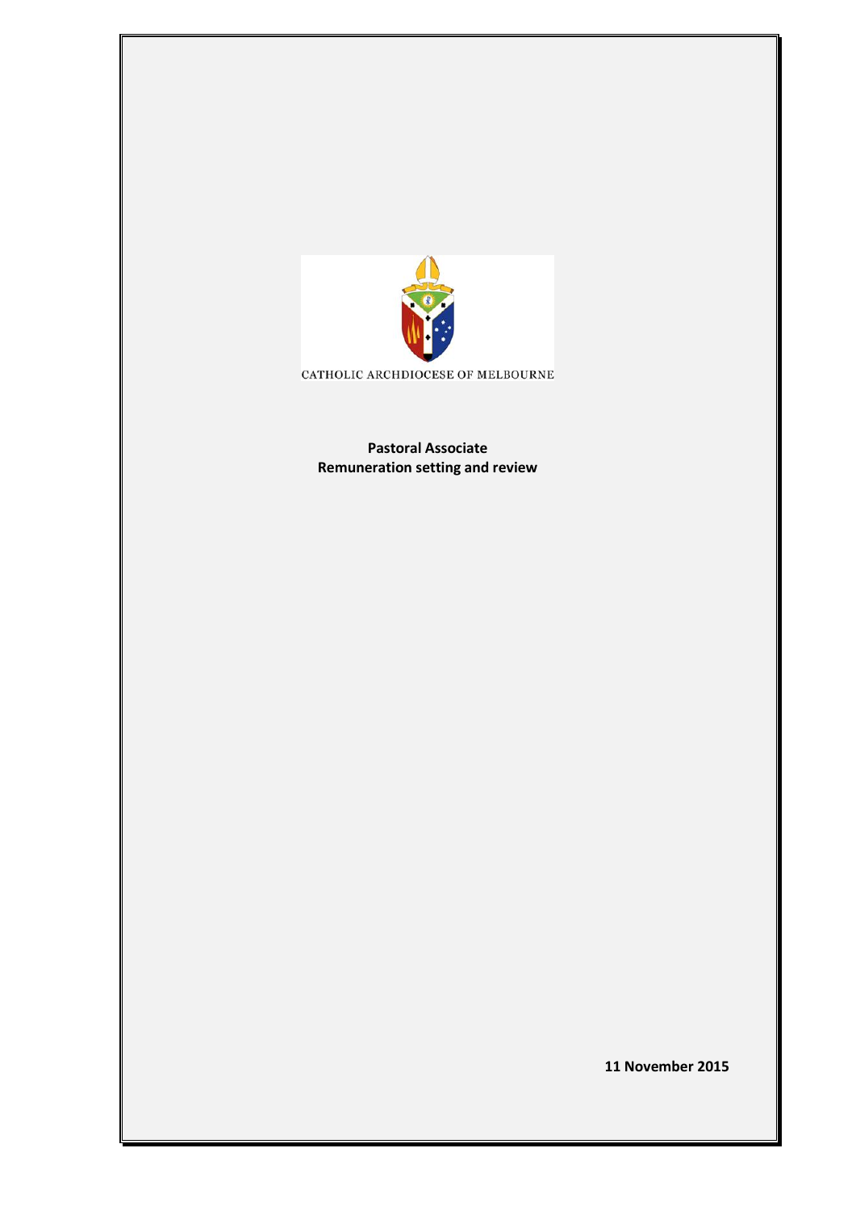CATHOLIC ARCHDIOCESE OF MELBOURNE

**Pastoral Associate**
**Remuneration setting and review**

**11 November 2015**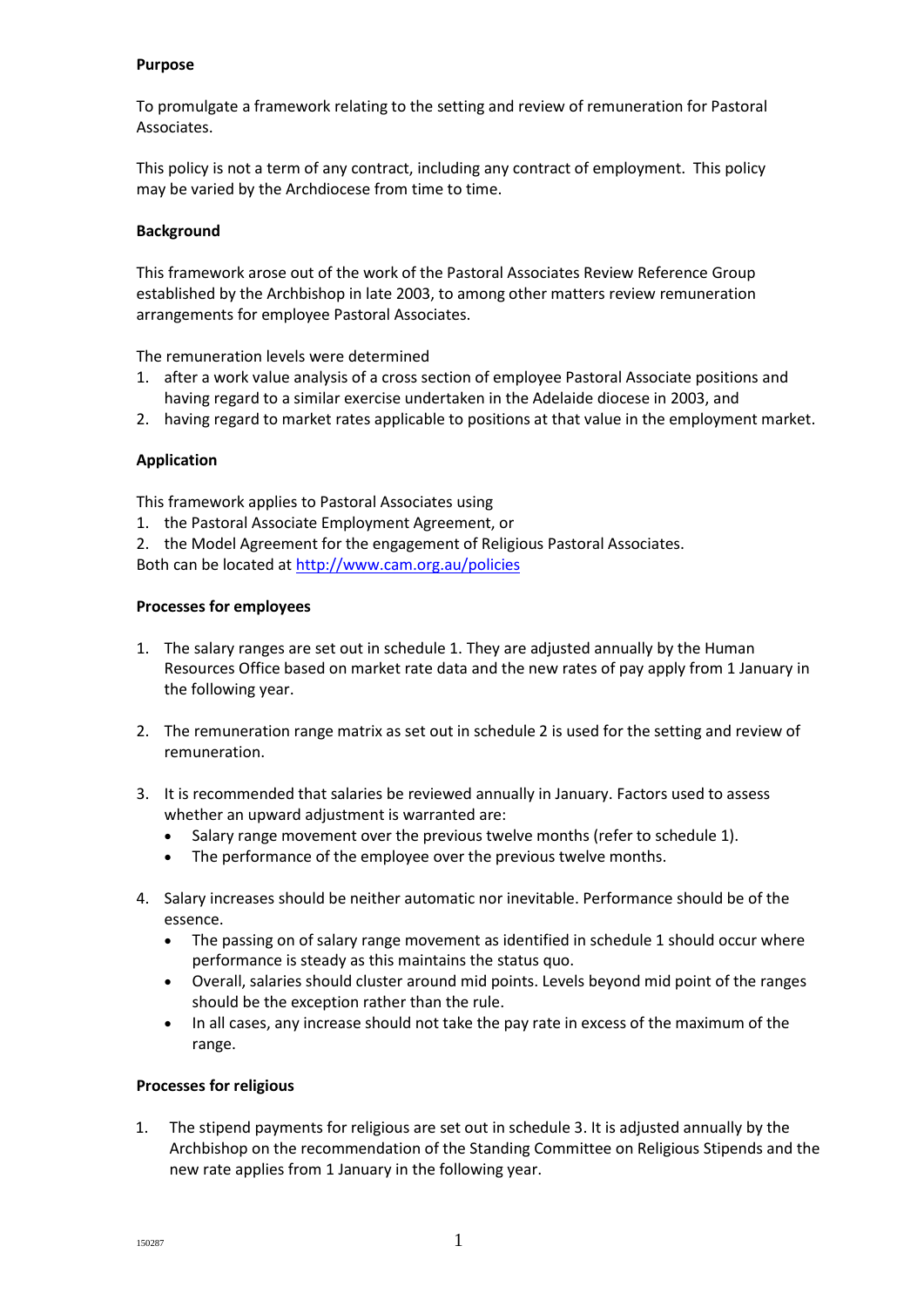**Purpose**

To promulgate a framework relating to the setting and review of remuneration for Pastoral Associates.

This policy is not a term of any contract, including any contract of employment. This policy may be varied by the Archdiocese from time to time.

**Background**

This framework arose out of the work of the Pastoral Associates Review Reference Group established by the Archbishop in late 2003, to among other matters review remuneration arrangements for employee Pastoral Associates.

The remuneration levels were determined

1. after a work value analysis of a cross section of employee Pastoral Associate positions and having regard to a similar exercise undertaken in the Adelaide diocese in 2003, and
2. having regard to market rates applicable to positions at that value in the employment market.

**Application**

This framework applies to Pastoral Associates using

1. the Pastoral Associate Employment Agreement, or
2. the Model Agreement for the engagement of Religious Pastoral Associates.

Both can be located at http://www.cam.org.au/policies

**Processes for employees**

1. The salary ranges are set out in schedule 1. They are adjusted annually by the Human Resources Office based on market rate data and the new rates of pay apply from 1 January in the following year.

2. The remuneration range matrix as set out in schedule 2 is used for the setting and review of remuneration.

3. It is recommended that salaries be reviewed annually in January. Factors used to assess whether an upward adjustment is warranted are:
   - Salary range movement over the previous twelve months (refer to schedule 1).
   - The performance of the employee over the previous twelve months.

4. Salary increases should be neither automatic nor inevitable. Performance should be of the essence.
   - The passing on of salary range movement as identified in schedule 1 should occur where performance is steady as this maintains the status quo.
   - Overall, salaries should cluster around mid points. Levels beyond mid point of the ranges should be the exception rather than the rule.
   - In all cases, any increase should not take the pay rate in excess of the maximum of the range.

**Processes for religious**

1. The stipend payments for religious are set out in schedule 3. It is adjusted annually by the Archbishop on the recommendation of the Standing Committee on Religious Stipends and the new rate applies from 1 January in the following year.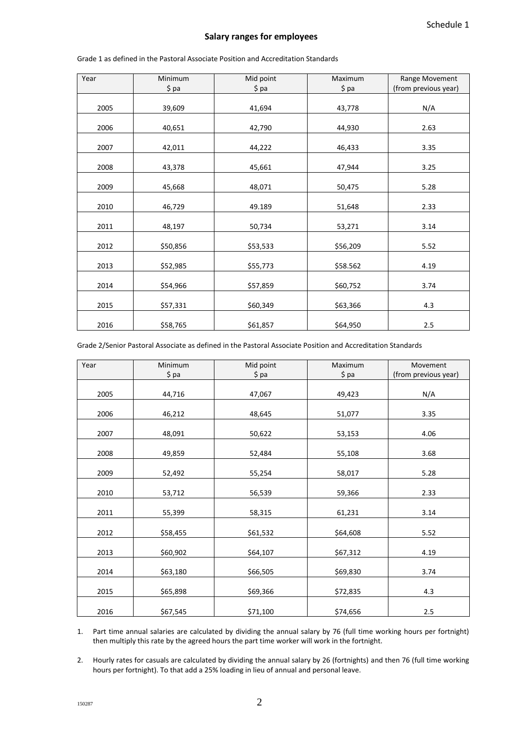Schedule 1

## Salary ranges for employees

Grade 1 as defined in the Pastoral Associate Position and Accreditation Standards

| Year | Minimum $ pa | Mid point $ pa | Maximum $ pa | Range Movement (from previous year) |
|---|---|---|---|---|
| 2005 | 39,609 | 41,694 | 43,778 | N/A |
| 2006 | 40,651 | 42,790 | 44,930 | 2.63 |
| 2007 | 42,011 | 44,222 | 46,433 | 3.35 |
| 2008 | 43,378 | 45,661 | 47,944 | 3.25 |
| 2009 | 45,668 | 48,071 | 50,475 | 5.28 |
| 2010 | 46,729 | 49.189 | 51,648 | 2.33 |
| 2011 | 48,197 | 50,734 | 53,271 | 3.14 |
| 2012 | $50,856 | $53,533 | $56,209 | 5.52 |
| 2013 | $52,985 | $55,773 | $58.562 | 4.19 |
| 2014 | $54,966 | $57,859 | $60,752 | 3.74 |
| 2015 | $57,331 | $60,349 | $63,366 | 4.3 |
| 2016 | $58,765 | $61,857 | $64,950 | 2.5 |

Grade 2/Senior Pastoral Associate as defined in the Pastoral Associate Position and Accreditation Standards

| Year | Minimum $ pa | Mid point $ pa | Maximum $ pa | Movement (from previous year) |
|---|---|---|---|---|
| 2005 | 44,716 | 47,067 | 49,423 | N/A |
| 2006 | 46,212 | 48,645 | 51,077 | 3.35 |
| 2007 | 48,091 | 50,622 | 53,153 | 4.06 |
| 2008 | 49,859 | 52,484 | 55,108 | 3.68 |
| 2009 | 52,492 | 55,254 | 58,017 | 5.28 |
| 2010 | 53,712 | 56,539 | 59,366 | 2.33 |
| 2011 | 55,399 | 58,315 | 61,231 | 3.14 |
| 2012 | $58,455 | $61,532 | $64,608 | 5.52 |
| 2013 | $60,902 | $64,107 | $67,312 | 4.19 |
| 2014 | $63,180 | $66,505 | $69,830 | 3.74 |
| 2015 | $65,898 | $69,366 | $72,835 | 4.3 |
| 2016 | $67,545 | $71,100 | $74,656 | 2.5 |

1. Part time annual salaries are calculated by dividing the annual salary by 76 (full time working hours per fortnight) then multiply this rate by the agreed hours the part time worker will work in the fortnight.

2. Hourly rates for casuals are calculated by dividing the annual salary by 26 (fortnights) and then 76 (full time working hours per fortnight). To that add a 25% loading in lieu of annual and personal leave.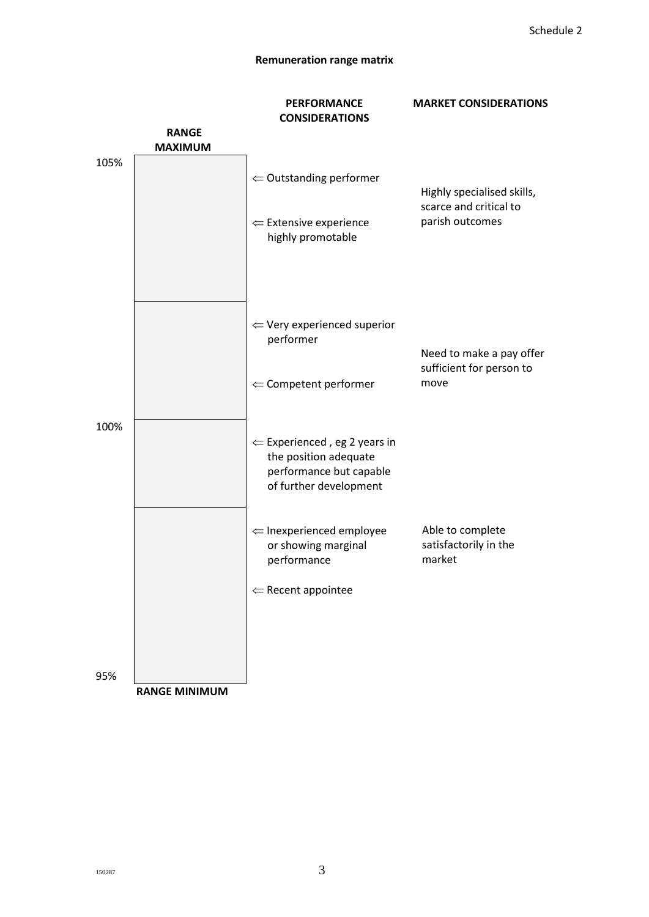Schedule 2

## Remuneration range matrix

| Range | | PERFORMANCE CONSIDERATIONS | MARKET CONSIDERATIONS |
|---|---|---|---|
| 105% | RANGE MAXIMUM | ⇐ Outstanding performer<br><br>⇐ Extensive experience highly promotable | Highly specialised skills, scarce and critical to parish outcomes |
| | | ⇐ Very experienced superior performer<br><br>⇐ Competent performer | Need to make a pay offer sufficient for person to move |
| 100% | | ⇐ Experienced , eg 2 years in the position adequate performance but capable of further development | |
| | | ⇐ Inexperienced employee or showing marginal performance<br><br>⇐ Recent appointee | Able to complete satisfactorily in the market |
| 95% | RANGE MINIMUM | | |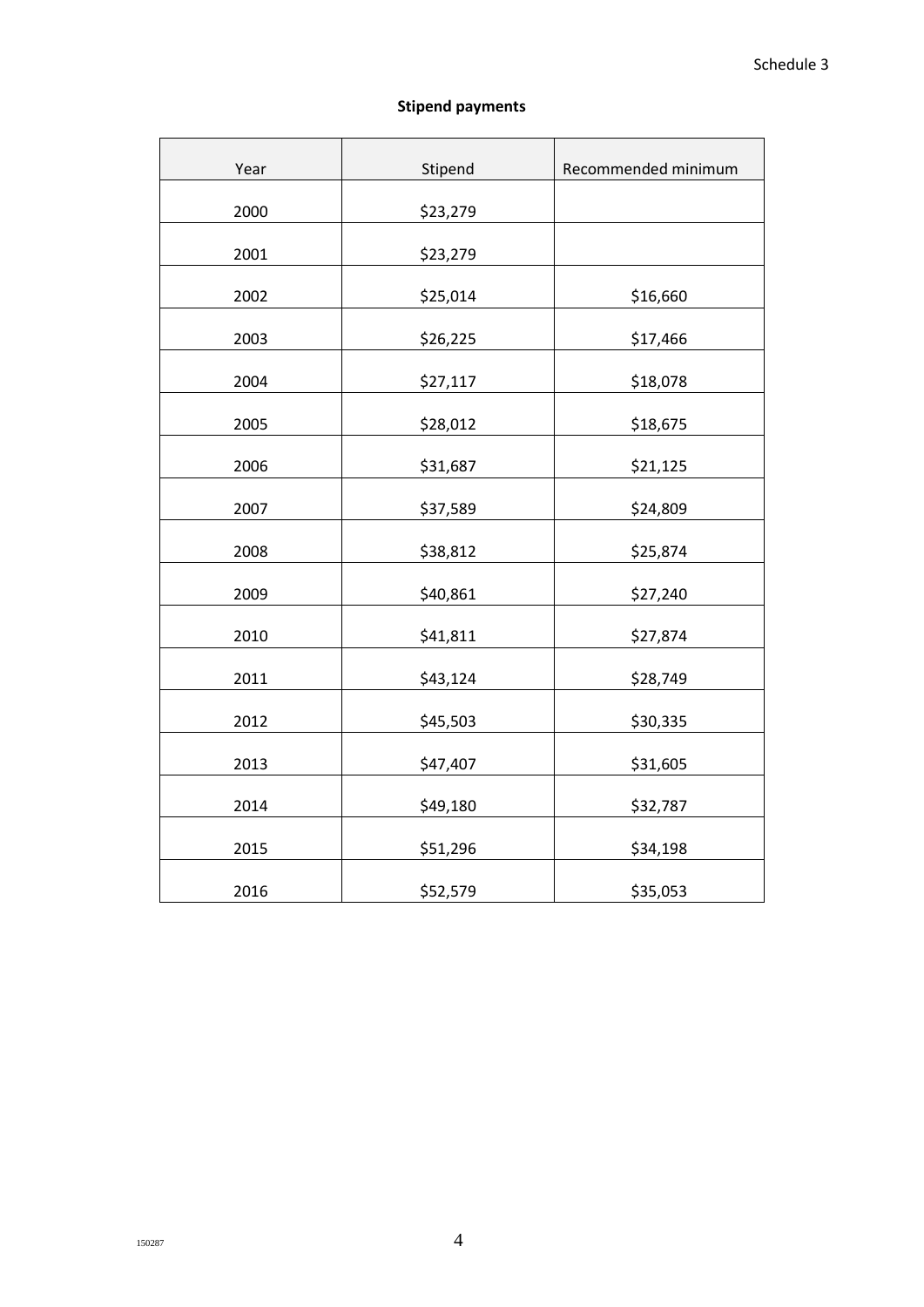Schedule 3

**Stipend payments**

| Year | Stipend | Recommended minimum |
| --- | --- | --- |
| 2000 | $23,279 | |
| 2001 | $23,279 | |
| 2002 | $25,014 | $16,660 |
| 2003 | $26,225 | $17,466 |
| 2004 | $27,117 | $18,078 |
| 2005 | $28,012 | $18,675 |
| 2006 | $31,687 | $21,125 |
| 2007 | $37,589 | $24,809 |
| 2008 | $38,812 | $25,874 |
| 2009 | $40,861 | $27,240 |
| 2010 | $41,811 | $27,874 |
| 2011 | $43,124 | $28,749 |
| 2012 | $45,503 | $30,335 |
| 2013 | $47,407 | $31,605 |
| 2014 | $49,180 | $32,787 |
| 2015 | $51,296 | $34,198 |
| 2016 | $52,579 | $35,053 |

150287